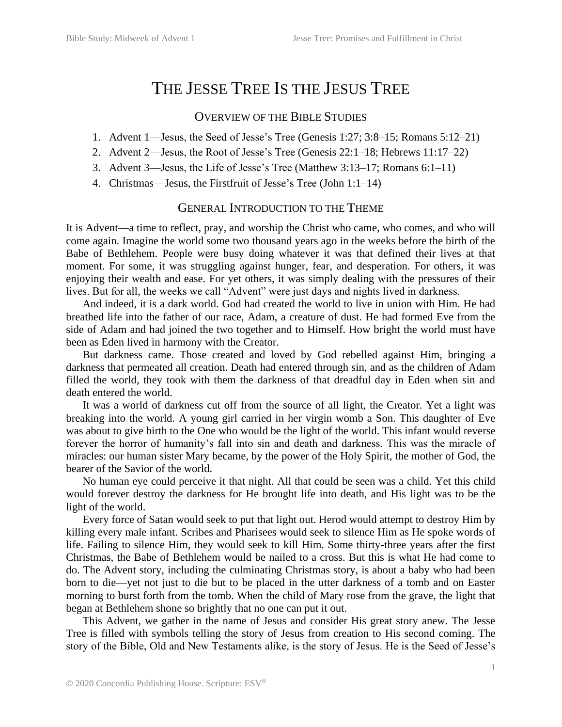# The Jesse Tree Is the Jesus Tree

## Overview of the Bible Studies

1. Advent 1—Jesus, the Seed of Jesse's Tree (Genesis 1:27; 3:8–15; Romans 5:12–21)
2. Advent 2—Jesus, the Root of Jesse's Tree (Genesis 22:1–18; Hebrews 11:17–22)
3. Advent 3—Jesus, the Life of Jesse's Tree (Matthew 3:13–17; Romans 6:1–11)
4. Christmas—Jesus, the Firstfruit of Jesse's Tree (John 1:1–14)

## General Introduction to the Theme

It is Advent—a time to reflect, pray, and worship the Christ who came, who comes, and who will come again. Imagine the world some two thousand years ago in the weeks before the birth of the Babe of Bethlehem. People were busy doing whatever it was that defined their lives at that moment. For some, it was struggling against hunger, fear, and desperation. For others, it was enjoying their wealth and ease. For yet others, it was simply dealing with the pressures of their lives. But for all, the weeks we call "Advent" were just days and nights lived in darkness.

And indeed, it is a dark world. God had created the world to live in union with Him. He had breathed life into the father of our race, Adam, a creature of dust. He had formed Eve from the side of Adam and had joined the two together and to Himself. How bright the world must have been as Eden lived in harmony with the Creator.

But darkness came. Those created and loved by God rebelled against Him, bringing a darkness that permeated all creation. Death had entered through sin, and as the children of Adam filled the world, they took with them the darkness of that dreadful day in Eden when sin and death entered the world.

It was a world of darkness cut off from the source of all light, the Creator. Yet a light was breaking into the world. A young girl carried in her virgin womb a Son. This daughter of Eve was about to give birth to the One who would be the light of the world. This infant would reverse forever the horror of humanity's fall into sin and death and darkness. This was the miracle of miracles: our human sister Mary became, by the power of the Holy Spirit, the mother of God, the bearer of the Savior of the world.

No human eye could perceive it that night. All that could be seen was a child. Yet this child would forever destroy the darkness for He brought life into death, and His light was to be the light of the world.

Every force of Satan would seek to put that light out. Herod would attempt to destroy Him by killing every male infant. Scribes and Pharisees would seek to silence Him as He spoke words of life. Failing to silence Him, they would seek to kill Him. Some thirty-three years after the first Christmas, the Babe of Bethlehem would be nailed to a cross. But this is what He had come to do. The Advent story, including the culminating Christmas story, is about a baby who had been born to die—yet not just to die but to be placed in the utter darkness of a tomb and on Easter morning to burst forth from the tomb. When the child of Mary rose from the grave, the light that began at Bethlehem shone so brightly that no one can put it out.

This Advent, we gather in the name of Jesus and consider His great story anew. The Jesse Tree is filled with symbols telling the story of Jesus from creation to His second coming. The story of the Bible, Old and New Testaments alike, is the story of Jesus. He is the Seed of Jesse's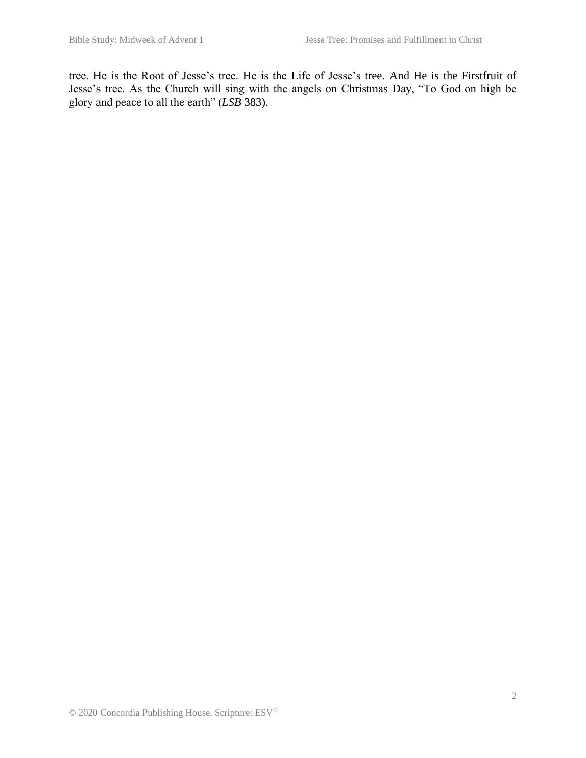tree. He is the Root of Jesse's tree. He is the Life of Jesse's tree. And He is the Firstfruit of Jesse's tree. As the Church will sing with the angels on Christmas Day, "To God on high be glory and peace to all the earth" (*LSB* 383).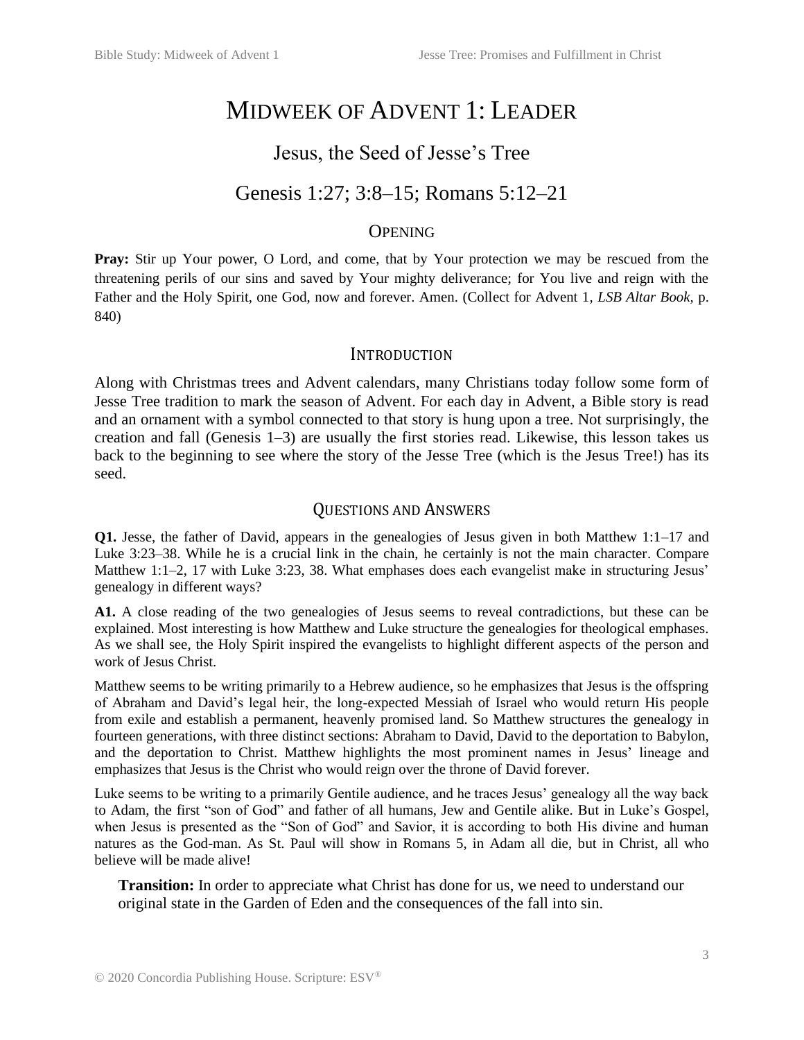# Midweek of Advent 1: Leader

## Jesus, the Seed of Jesse's Tree

## Genesis 1:27; 3:8–15; Romans 5:12–21

### Opening

**Pray:** Stir up Your power, O Lord, and come, that by Your protection we may be rescued from the threatening perils of our sins and saved by Your mighty deliverance; for You live and reign with the Father and the Holy Spirit, one God, now and forever. Amen. (Collect for Advent 1, *LSB Altar Book*, p. 840)

### Introduction

Along with Christmas trees and Advent calendars, many Christians today follow some form of Jesse Tree tradition to mark the season of Advent. For each day in Advent, a Bible story is read and an ornament with a symbol connected to that story is hung upon a tree. Not surprisingly, the creation and fall (Genesis 1–3) are usually the first stories read. Likewise, this lesson takes us back to the beginning to see where the story of the Jesse Tree (which is the Jesus Tree!) has its seed.

### Questions and Answers

**Q1.** Jesse, the father of David, appears in the genealogies of Jesus given in both Matthew 1:1–17 and Luke 3:23–38. While he is a crucial link in the chain, he certainly is not the main character. Compare Matthew 1:1–2, 17 with Luke 3:23, 38. What emphases does each evangelist make in structuring Jesus' genealogy in different ways?

**A1.** A close reading of the two genealogies of Jesus seems to reveal contradictions, but these can be explained. Most interesting is how Matthew and Luke structure the genealogies for theological emphases. As we shall see, the Holy Spirit inspired the evangelists to highlight different aspects of the person and work of Jesus Christ.

Matthew seems to be writing primarily to a Hebrew audience, so he emphasizes that Jesus is the offspring of Abraham and David's legal heir, the long-expected Messiah of Israel who would return His people from exile and establish a permanent, heavenly promised land. So Matthew structures the genealogy in fourteen generations, with three distinct sections: Abraham to David, David to the deportation to Babylon, and the deportation to Christ. Matthew highlights the most prominent names in Jesus' lineage and emphasizes that Jesus is the Christ who would reign over the throne of David forever.

Luke seems to be writing to a primarily Gentile audience, and he traces Jesus' genealogy all the way back to Adam, the first "son of God" and father of all humans, Jew and Gentile alike. But in Luke's Gospel, when Jesus is presented as the "Son of God" and Savior, it is according to both His divine and human natures as the God-man. As St. Paul will show in Romans 5, in Adam all die, but in Christ, all who believe will be made alive!

**Transition:** In order to appreciate what Christ has done for us, we need to understand our original state in the Garden of Eden and the consequences of the fall into sin.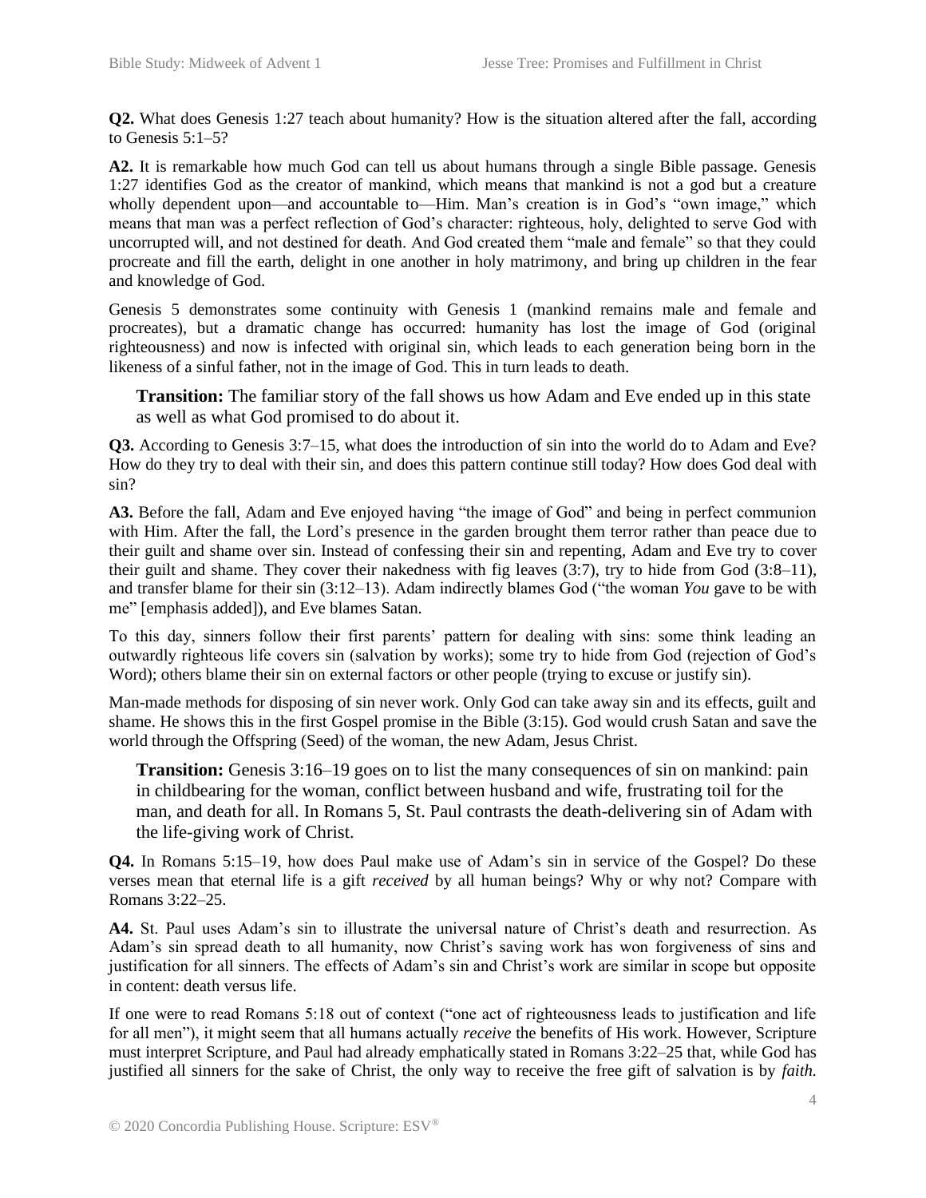**Q2.** What does Genesis 1:27 teach about humanity? How is the situation altered after the fall, according to Genesis 5:1–5?

**A2.** It is remarkable how much God can tell us about humans through a single Bible passage. Genesis 1:27 identifies God as the creator of mankind, which means that mankind is not a god but a creature wholly dependent upon—and accountable to—Him. Man's creation is in God's "own image," which means that man was a perfect reflection of God's character: righteous, holy, delighted to serve God with uncorrupted will, and not destined for death. And God created them "male and female" so that they could procreate and fill the earth, delight in one another in holy matrimony, and bring up children in the fear and knowledge of God.

Genesis 5 demonstrates some continuity with Genesis 1 (mankind remains male and female and procreates), but a dramatic change has occurred: humanity has lost the image of God (original righteousness) and now is infected with original sin, which leads to each generation being born in the likeness of a sinful father, not in the image of God. This in turn leads to death.

> **Transition:** The familiar story of the fall shows us how Adam and Eve ended up in this state as well as what God promised to do about it.

**Q3.** According to Genesis 3:7–15, what does the introduction of sin into the world do to Adam and Eve? How do they try to deal with their sin, and does this pattern continue still today? How does God deal with sin?

**A3.** Before the fall, Adam and Eve enjoyed having "the image of God" and being in perfect communion with Him. After the fall, the Lord's presence in the garden brought them terror rather than peace due to their guilt and shame over sin. Instead of confessing their sin and repenting, Adam and Eve try to cover their guilt and shame. They cover their nakedness with fig leaves (3:7), try to hide from God (3:8–11), and transfer blame for their sin (3:12–13). Adam indirectly blames God ("the woman *You* gave to be with me" [emphasis added]), and Eve blames Satan.

To this day, sinners follow their first parents' pattern for dealing with sins: some think leading an outwardly righteous life covers sin (salvation by works); some try to hide from God (rejection of God's Word); others blame their sin on external factors or other people (trying to excuse or justify sin).

Man-made methods for disposing of sin never work. Only God can take away sin and its effects, guilt and shame. He shows this in the first Gospel promise in the Bible (3:15). God would crush Satan and save the world through the Offspring (Seed) of the woman, the new Adam, Jesus Christ.

> **Transition:** Genesis 3:16–19 goes on to list the many consequences of sin on mankind: pain in childbearing for the woman, conflict between husband and wife, frustrating toil for the man, and death for all. In Romans 5, St. Paul contrasts the death-delivering sin of Adam with the life-giving work of Christ.

**Q4.** In Romans 5:15–19, how does Paul make use of Adam's sin in service of the Gospel? Do these verses mean that eternal life is a gift *received* by all human beings? Why or why not? Compare with Romans 3:22–25.

**A4.** St. Paul uses Adam's sin to illustrate the universal nature of Christ's death and resurrection. As Adam's sin spread death to all humanity, now Christ's saving work has won forgiveness of sins and justification for all sinners. The effects of Adam's sin and Christ's work are similar in scope but opposite in content: death versus life.

If one were to read Romans 5:18 out of context ("one act of righteousness leads to justification and life for all men"), it might seem that all humans actually *receive* the benefits of His work. However, Scripture must interpret Scripture, and Paul had already emphatically stated in Romans 3:22–25 that, while God has justified all sinners for the sake of Christ, the only way to receive the free gift of salvation is by *faith.*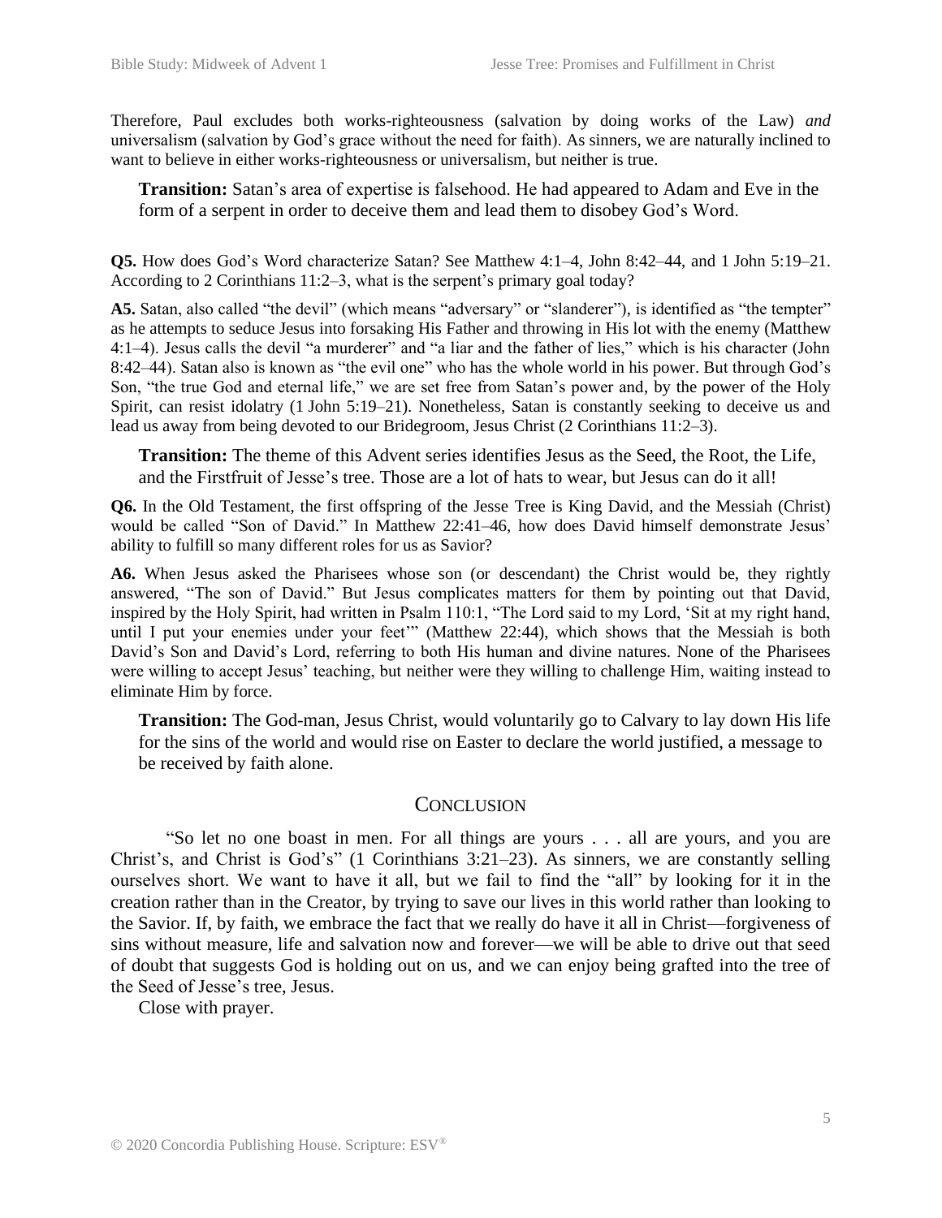Therefore, Paul excludes both works-righteousness (salvation by doing works of the Law) *and* universalism (salvation by God's grace without the need for faith). As sinners, we are naturally inclined to want to believe in either works-righteousness or universalism, but neither is true.

> **Transition:** Satan's area of expertise is falsehood. He had appeared to Adam and Eve in the form of a serpent in order to deceive them and lead them to disobey God's Word.

**Q5.** How does God's Word characterize Satan? See Matthew 4:1–4, John 8:42–44, and 1 John 5:19–21. According to 2 Corinthians 11:2–3, what is the serpent's primary goal today?

**A5.** Satan, also called "the devil" (which means "adversary" or "slanderer"), is identified as "the tempter" as he attempts to seduce Jesus into forsaking His Father and throwing in His lot with the enemy (Matthew 4:1–4). Jesus calls the devil "a murderer" and "a liar and the father of lies," which is his character (John 8:42–44). Satan also is known as "the evil one" who has the whole world in his power. But through God's Son, "the true God and eternal life," we are set free from Satan's power and, by the power of the Holy Spirit, can resist idolatry (1 John 5:19–21). Nonetheless, Satan is constantly seeking to deceive us and lead us away from being devoted to our Bridegroom, Jesus Christ (2 Corinthians 11:2–3).

> **Transition:** The theme of this Advent series identifies Jesus as the Seed, the Root, the Life, and the Firstfruit of Jesse's tree. Those are a lot of hats to wear, but Jesus can do it all!

**Q6.** In the Old Testament, the first offspring of the Jesse Tree is King David, and the Messiah (Christ) would be called "Son of David." In Matthew 22:41–46, how does David himself demonstrate Jesus' ability to fulfill so many different roles for us as Savior?

**A6.** When Jesus asked the Pharisees whose son (or descendant) the Christ would be, they rightly answered, "The son of David." But Jesus complicates matters for them by pointing out that David, inspired by the Holy Spirit, had written in Psalm 110:1, "The Lord said to my Lord, 'Sit at my right hand, until I put your enemies under your feet'" (Matthew 22:44), which shows that the Messiah is both David's Son and David's Lord, referring to both His human and divine natures. None of the Pharisees were willing to accept Jesus' teaching, but neither were they willing to challenge Him, waiting instead to eliminate Him by force.

> **Transition:** The God-man, Jesus Christ, would voluntarily go to Calvary to lay down His life for the sins of the world and would rise on Easter to declare the world justified, a message to be received by faith alone.

## Conclusion

"So let no one boast in men. For all things are yours . . . all are yours, and you are Christ's, and Christ is God's" (1 Corinthians 3:21–23). As sinners, we are constantly selling ourselves short. We want to have it all, but we fail to find the "all" by looking for it in the creation rather than in the Creator, by trying to save our lives in this world rather than looking to the Savior. If, by faith, we embrace the fact that we really do have it all in Christ—forgiveness of sins without measure, life and salvation now and forever—we will be able to drive out that seed of doubt that suggests God is holding out on us, and we can enjoy being grafted into the tree of the Seed of Jesse's tree, Jesus.

Close with prayer.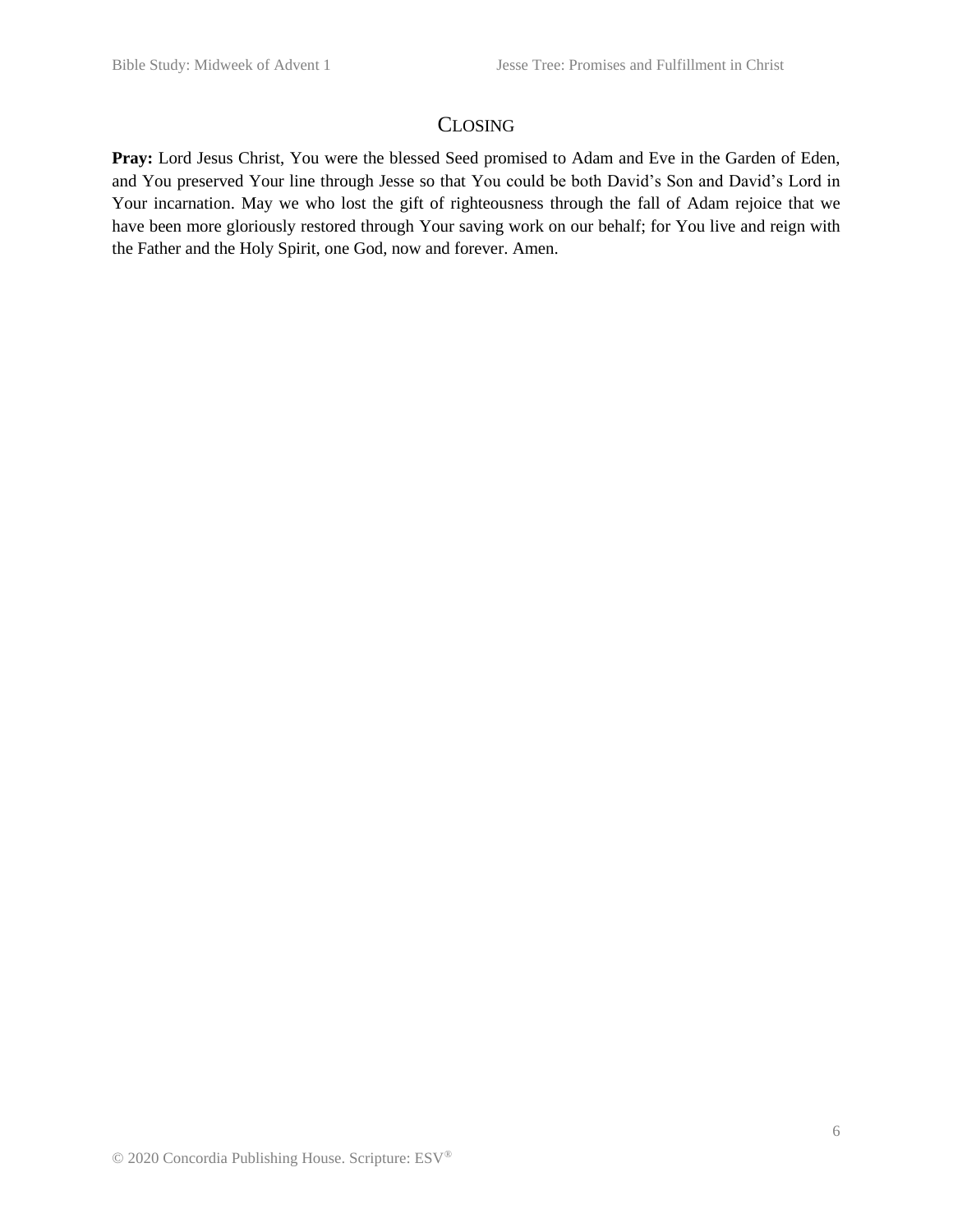## Closing

**Pray:** Lord Jesus Christ, You were the blessed Seed promised to Adam and Eve in the Garden of Eden, and You preserved Your line through Jesse so that You could be both David's Son and David's Lord in Your incarnation. May we who lost the gift of righteousness through the fall of Adam rejoice that we have been more gloriously restored through Your saving work on our behalf; for You live and reign with the Father and the Holy Spirit, one God, now and forever. Amen.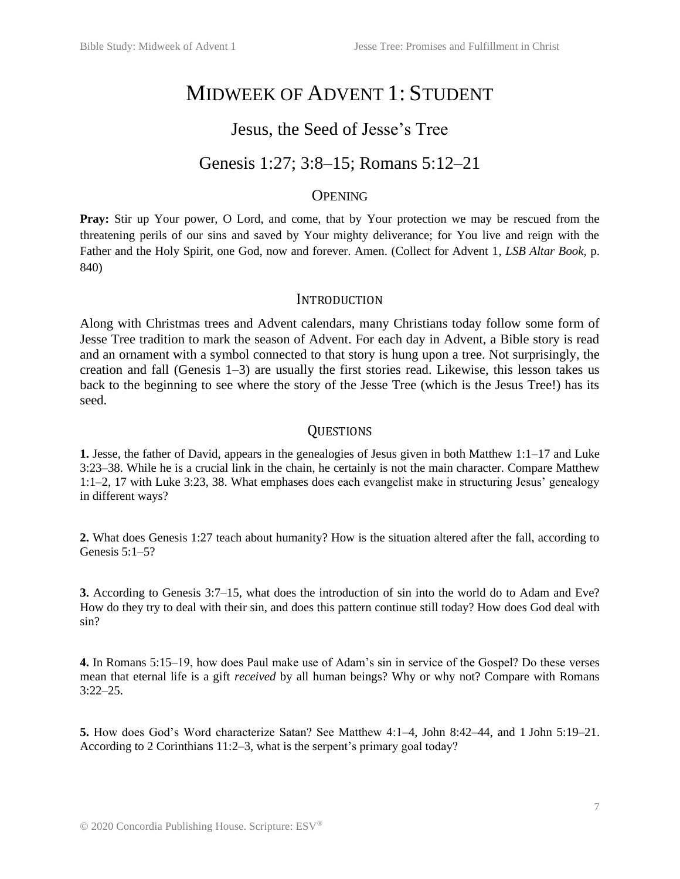# Midweek of Advent 1: Student

## Jesus, the Seed of Jesse's Tree

## Genesis 1:27; 3:8–15; Romans 5:12–21

### Opening

**Pray:** Stir up Your power, O Lord, and come, that by Your protection we may be rescued from the threatening perils of our sins and saved by Your mighty deliverance; for You live and reign with the Father and the Holy Spirit, one God, now and forever. Amen. (Collect for Advent 1, *LSB Altar Book*, p. 840)

### Introduction

Along with Christmas trees and Advent calendars, many Christians today follow some form of Jesse Tree tradition to mark the season of Advent. For each day in Advent, a Bible story is read and an ornament with a symbol connected to that story is hung upon a tree. Not surprisingly, the creation and fall (Genesis 1–3) are usually the first stories read. Likewise, this lesson takes us back to the beginning to see where the story of the Jesse Tree (which is the Jesus Tree!) has its seed.

### Questions

**1.** Jesse, the father of David, appears in the genealogies of Jesus given in both Matthew 1:1–17 and Luke 3:23–38. While he is a crucial link in the chain, he certainly is not the main character. Compare Matthew 1:1–2, 17 with Luke 3:23, 38. What emphases does each evangelist make in structuring Jesus' genealogy in different ways?

**2.** What does Genesis 1:27 teach about humanity? How is the situation altered after the fall, according to Genesis 5:1–5?

**3.** According to Genesis 3:7–15, what does the introduction of sin into the world do to Adam and Eve? How do they try to deal with their sin, and does this pattern continue still today? How does God deal with sin?

**4.** In Romans 5:15–19, how does Paul make use of Adam's sin in service of the Gospel? Do these verses mean that eternal life is a gift *received* by all human beings? Why or why not? Compare with Romans 3:22–25.

**5.** How does God's Word characterize Satan? See Matthew 4:1–4, John 8:42–44, and 1 John 5:19–21. According to 2 Corinthians 11:2–3, what is the serpent's primary goal today?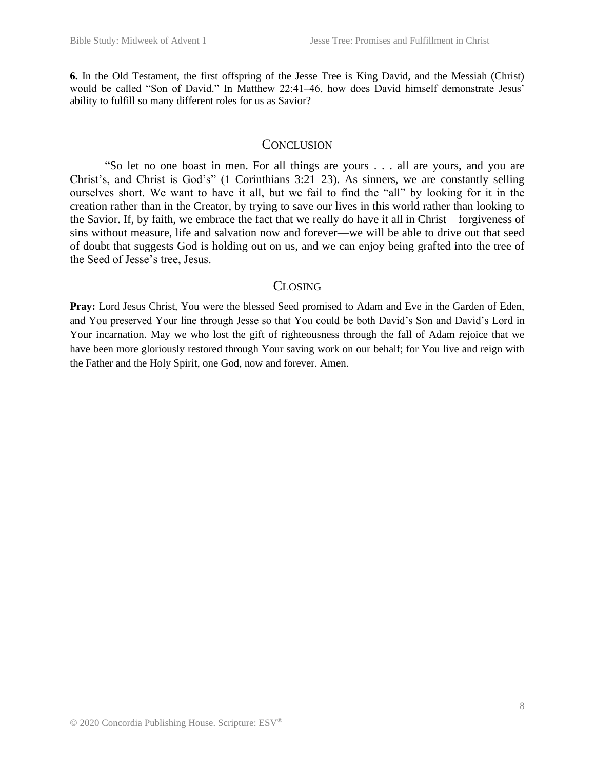**6.** In the Old Testament, the first offspring of the Jesse Tree is King David, and the Messiah (Christ) would be called "Son of David." In Matthew 22:41–46, how does David himself demonstrate Jesus' ability to fulfill so many different roles for us as Savior?

## Conclusion

"So let no one boast in men. For all things are yours . . . all are yours, and you are Christ's, and Christ is God's" (1 Corinthians 3:21–23). As sinners, we are constantly selling ourselves short. We want to have it all, but we fail to find the "all" by looking for it in the creation rather than in the Creator, by trying to save our lives in this world rather than looking to the Savior. If, by faith, we embrace the fact that we really do have it all in Christ—forgiveness of sins without measure, life and salvation now and forever—we will be able to drive out that seed of doubt that suggests God is holding out on us, and we can enjoy being grafted into the tree of the Seed of Jesse's tree, Jesus.

## Closing

**Pray:** Lord Jesus Christ, You were the blessed Seed promised to Adam and Eve in the Garden of Eden, and You preserved Your line through Jesse so that You could be both David's Son and David's Lord in Your incarnation. May we who lost the gift of righteousness through the fall of Adam rejoice that we have been more gloriously restored through Your saving work on our behalf; for You live and reign with the Father and the Holy Spirit, one God, now and forever. Amen.